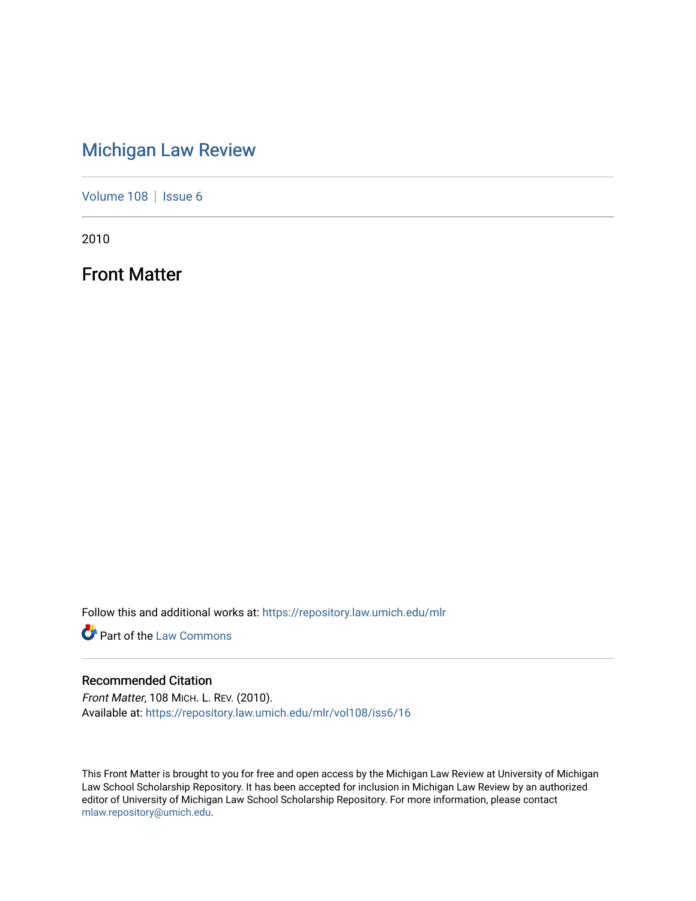# Michigan Law Review

Volume 108 | Issue 6

2010

## Front Matter

Follow this and additional works at: https://repository.law.umich.edu/mlr

Part of the Law Commons

### Recommended Citation

*Front Matter*, 108 MICH. L. REV. (2010).
Available at: https://repository.law.umich.edu/mlr/vol108/iss6/16

This Front Matter is brought to you for free and open access by the Michigan Law Review at University of Michigan Law School Scholarship Repository. It has been accepted for inclusion in Michigan Law Review by an authorized editor of University of Michigan Law School Scholarship Repository. For more information, please contact mlaw.repository@umich.edu.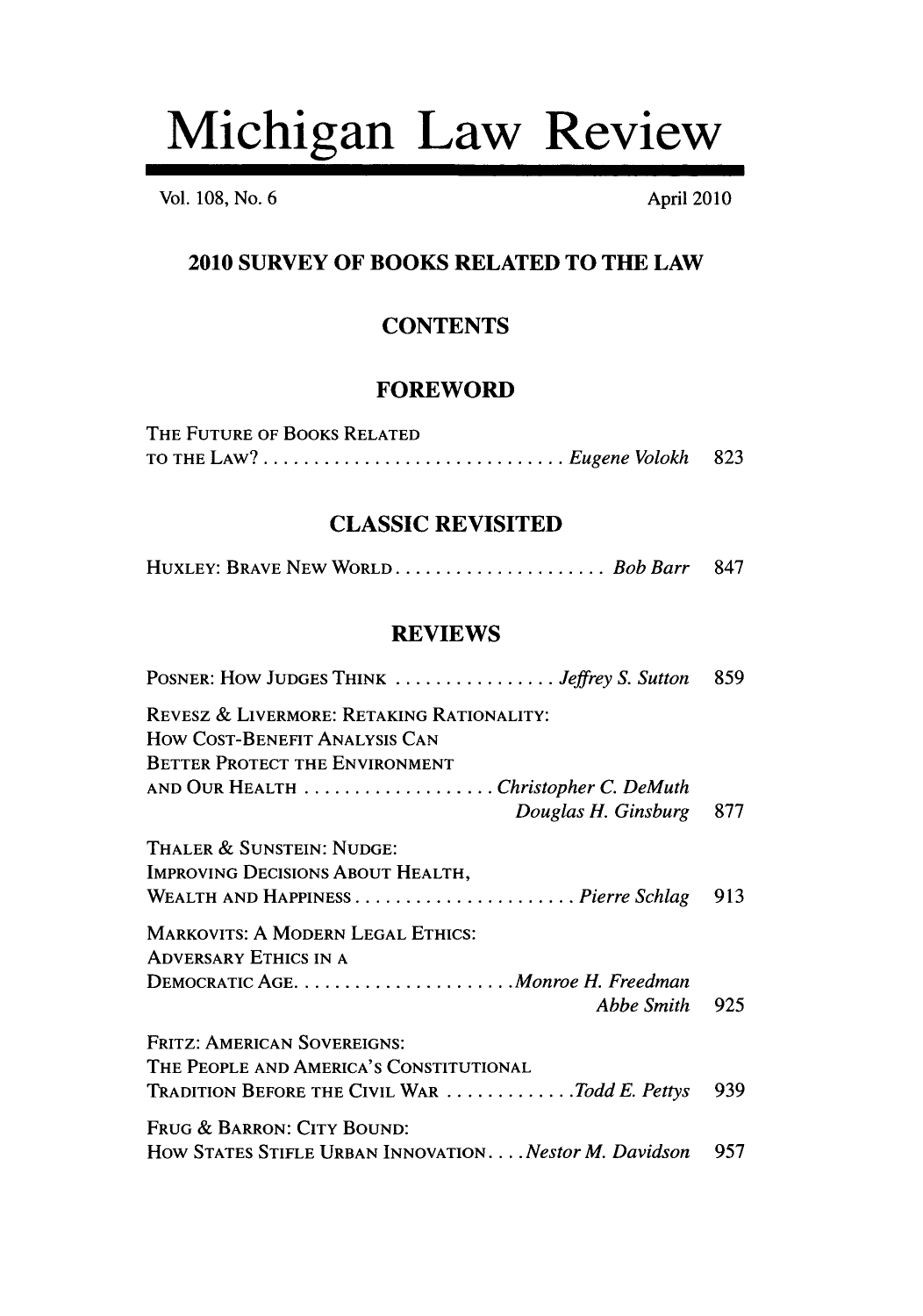# Michigan Law Review

Vol. 108, No. 6 April 2010

## 2010 SURVEY OF BOOKS RELATED TO THE LAW

### CONTENTS

### FOREWORD

THE FUTURE OF BOOKS RELATED TO THE LAW? .............................. *Eugene Volokh* 823

### CLASSIC REVISITED

HUXLEY: BRAVE NEW WORLD ..................... *Bob Barr* 847

### REVIEWS

POSNER: HOW JUDGES THINK ................ *Jeffrey S. Sutton* 859

REVESZ & LIVERMORE: RETAKING RATIONALITY: HOW COST-BENEFIT ANALYSIS CAN BETTER PROTECT THE ENVIRONMENT AND OUR HEALTH ................... *Christopher C. DeMuth* *Douglas H. Ginsburg* 877

THALER & SUNSTEIN: NUDGE: IMPROVING DECISIONS ABOUT HEALTH, WEALTH AND HAPPINESS ...................... *Pierre Schlag* 913

MARKOVITS: A MODERN LEGAL ETHICS: ADVERSARY ETHICS IN A DEMOCRATIC AGE ...................... *Monroe H. Freedman* *Abbe Smith* 925

FRITZ: AMERICAN SOVEREIGNS: THE PEOPLE AND AMERICA'S CONSTITUTIONAL TRADITION BEFORE THE CIVIL WAR ............ *Todd E. Pettys* 939

FRUG & BARRON: CITY BOUND: HOW STATES STIFLE URBAN INNOVATION.... *Nestor M. Davidson* 957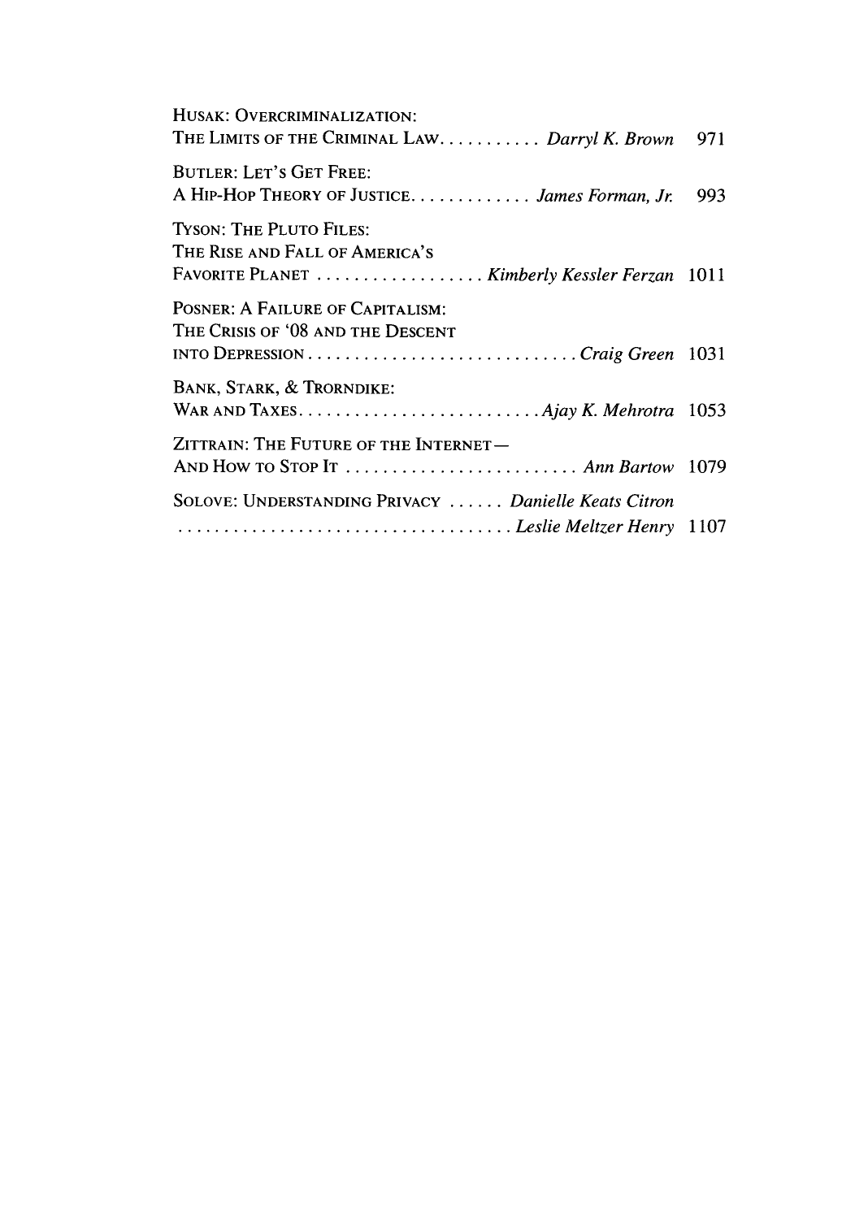HUSAK: OVERCRIMINALIZATION:
THE LIMITS OF THE CRIMINAL LAW. . . . . . . . . . . *Darryl K. Brown* 971

BUTLER: LET'S GET FREE:
A HIP-HOP THEORY OF JUSTICE. . . . . . . . . . . . . *James Forman, Jr.* 993

TYSON: THE PLUTO FILES:
THE RISE AND FALL OF AMERICA'S
FAVORITE PLANET . . . . . . . . . . . . . . . . . . *Kimberly Kessler Ferzan* 1011

POSNER: A FAILURE OF CAPITALISM:
THE CRISIS OF '08 AND THE DESCENT
INTO DEPRESSION . . . . . . . . . . . . . . . . . . . . . . . . . . . . *Craig Green* 1031

BANK, STARK, & TRORNDIKE:
WAR AND TAXES. . . . . . . . . . . . . . . . . . . . . . . . . . *Ajay K. Mehrotra* 1053

ZITTRAIN: THE FUTURE OF THE INTERNET—
AND HOW TO STOP IT . . . . . . . . . . . . . . . . . . . . . . . . . *Ann Bartow* 1079

SOLOVE: UNDERSTANDING PRIVACY . . . . . . *Danielle Keats Citron*
. . . . . . . . . . . . . . . . . . . . . . . . . . . . . . . . . . . . *Leslie Meltzer Henry* 1107